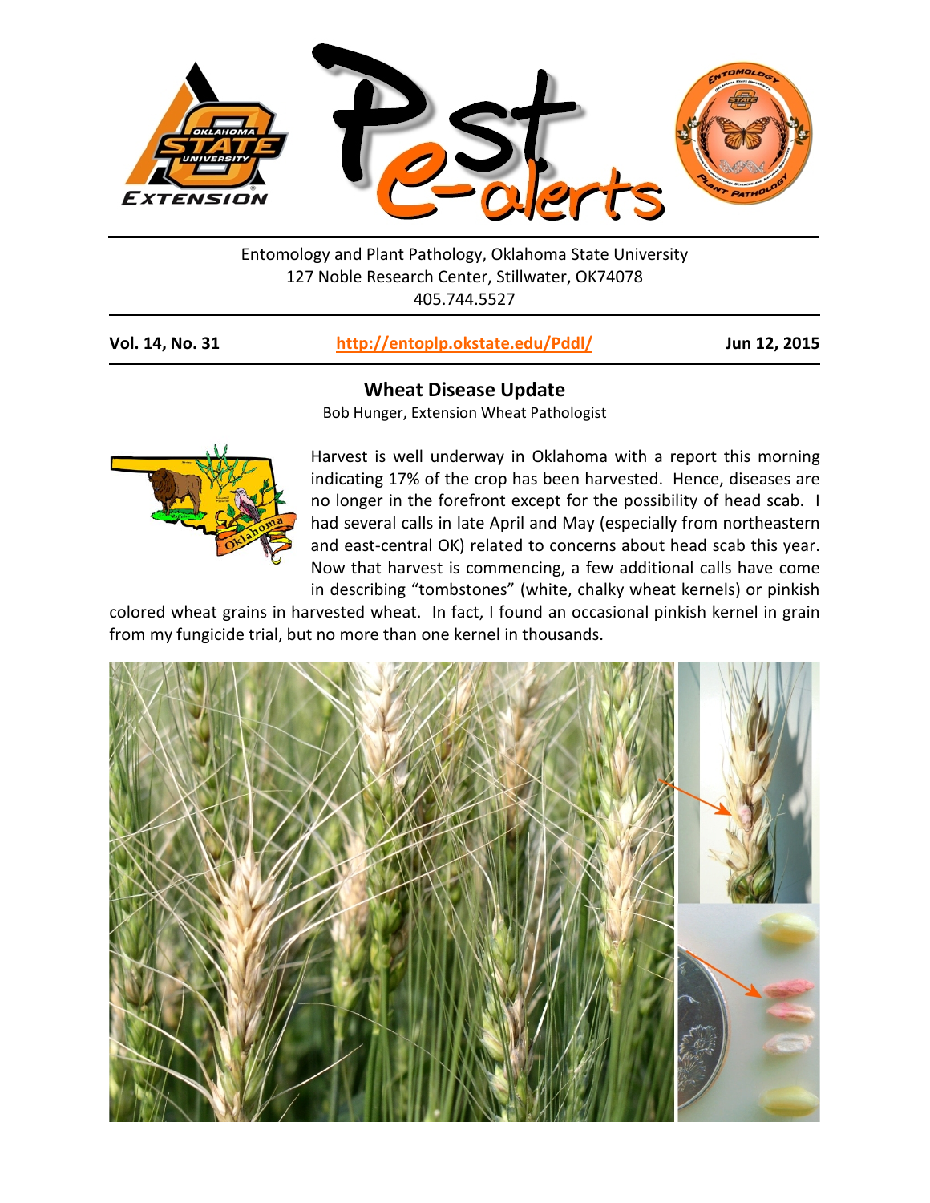Entomology and Plant Pathology, Oklahoma State University
127 Noble Research Center, Stillwater, OK74078
405.744.5527

**Vol. 14, No. 31** | **http://entoplp.okstate.edu/Pddl/** | **Jun 12, 2015**

## Wheat Disease Update

Bob Hunger, Extension Wheat Pathologist

Harvest is well underway in Oklahoma with a report this morning indicating 17% of the crop has been harvested. Hence, diseases are no longer in the forefront except for the possibility of head scab. I had several calls in late April and May (especially from northeastern and east-central OK) related to concerns about head scab this year. Now that harvest is commencing, a few additional calls have come in describing "tombstones" (white, chalky wheat kernels) or pinkish colored wheat grains in harvested wheat. In fact, I found an occasional pinkish kernel in grain from my fungicide trial, but no more than one kernel in thousands.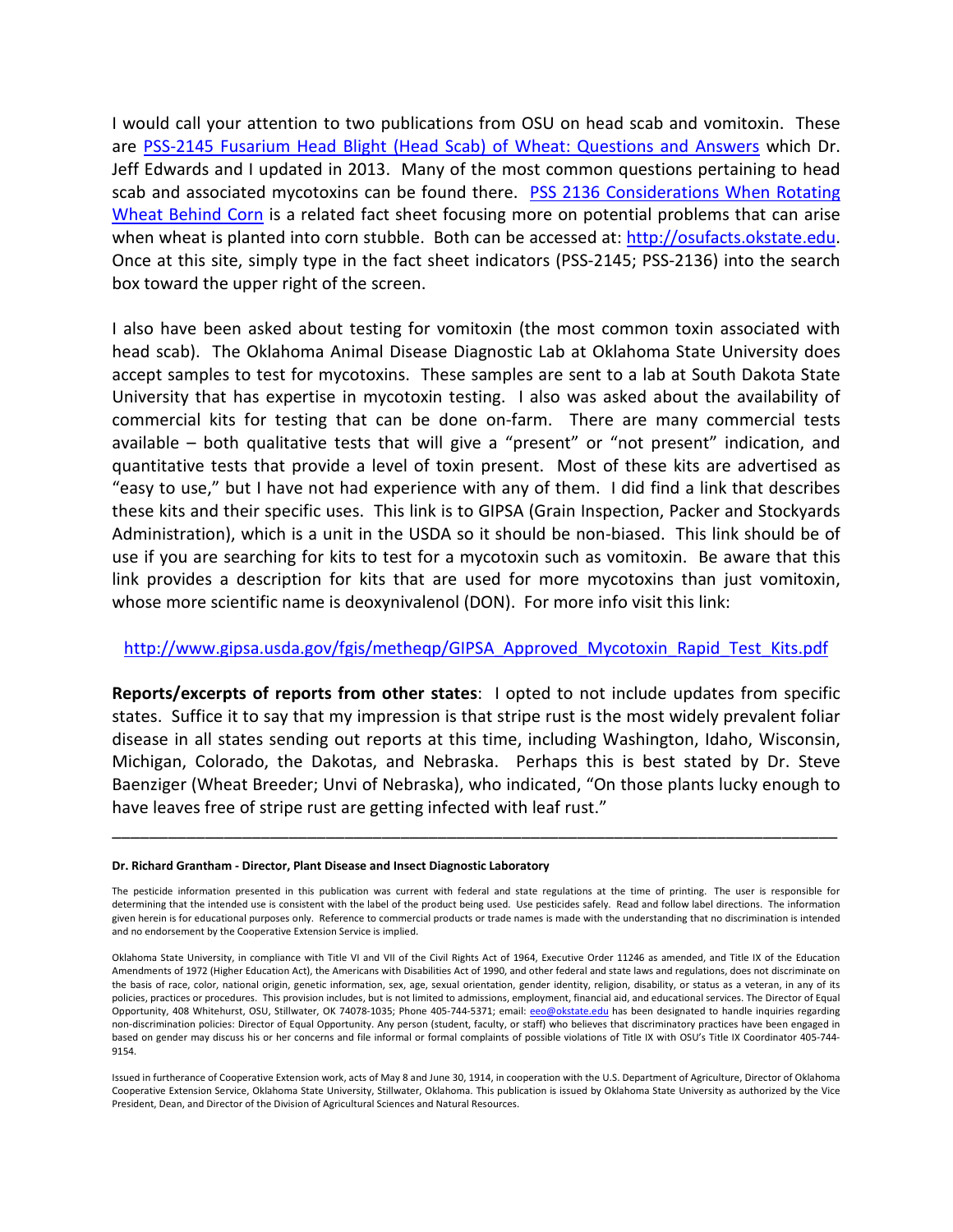I would call your attention to two publications from OSU on head scab and vomitoxin. These are PSS-2145 Fusarium Head Blight (Head Scab) of Wheat: Questions and Answers which Dr. Jeff Edwards and I updated in 2013. Many of the most common questions pertaining to head scab and associated mycotoxins can be found there. PSS 2136 Considerations When Rotating Wheat Behind Corn is a related fact sheet focusing more on potential problems that can arise when wheat is planted into corn stubble. Both can be accessed at: http://osufacts.okstate.edu. Once at this site, simply type in the fact sheet indicators (PSS-2145; PSS-2136) into the search box toward the upper right of the screen.

I also have been asked about testing for vomitoxin (the most common toxin associated with head scab). The Oklahoma Animal Disease Diagnostic Lab at Oklahoma State University does accept samples to test for mycotoxins. These samples are sent to a lab at South Dakota State University that has expertise in mycotoxin testing. I also was asked about the availability of commercial kits for testing that can be done on-farm. There are many commercial tests available – both qualitative tests that will give a "present" or "not present" indication, and quantitative tests that provide a level of toxin present. Most of these kits are advertised as "easy to use," but I have not had experience with any of them. I did find a link that describes these kits and their specific uses. This link is to GIPSA (Grain Inspection, Packer and Stockyards Administration), which is a unit in the USDA so it should be non-biased. This link should be of use if you are searching for kits to test for a mycotoxin such as vomitoxin. Be aware that this link provides a description for kits that are used for more mycotoxins than just vomitoxin, whose more scientific name is deoxynivalenol (DON). For more info visit this link:

http://www.gipsa.usda.gov/fgis/metheqp/GIPSA_Approved_Mycotoxin_Rapid_Test_Kits.pdf

**Reports/excerpts of reports from other states**: I opted to not include updates from specific states. Suffice it to say that my impression is that stripe rust is the most widely prevalent foliar disease in all states sending out reports at this time, including Washington, Idaho, Wisconsin, Michigan, Colorado, the Dakotas, and Nebraska. Perhaps this is best stated by Dr. Steve Baenziger (Wheat Breeder; Unvi of Nebraska), who indicated, "On those plants lucky enough to have leaves free of stripe rust are getting infected with leaf rust."

---

**Dr. Richard Grantham - Director, Plant Disease and Insect Diagnostic Laboratory**

The pesticide information presented in this publication was current with federal and state regulations at the time of printing. The user is responsible for determining that the intended use is consistent with the label of the product being used. Use pesticides safely. Read and follow label directions. The information given herein is for educational purposes only. Reference to commercial products or trade names is made with the understanding that no discrimination is intended and no endorsement by the Cooperative Extension Service is implied.

Oklahoma State University, in compliance with Title VI and VII of the Civil Rights Act of 1964, Executive Order 11246 as amended, and Title IX of the Education Amendments of 1972 (Higher Education Act), the Americans with Disabilities Act of 1990, and other federal and state laws and regulations, does not discriminate on the basis of race, color, national origin, genetic information, sex, age, sexual orientation, gender identity, religion, disability, or status as a veteran, in any of its policies, practices or procedures. This provision includes, but is not limited to admissions, employment, financial aid, and educational services. The Director of Equal Opportunity, 408 Whitehurst, OSU, Stillwater, OK 74078-1035; Phone 405-744-5371; email: eeo@okstate.edu has been designated to handle inquiries regarding non-discrimination policies: Director of Equal Opportunity. Any person (student, faculty, or staff) who believes that discriminatory practices have been engaged in based on gender may discuss his or her concerns and file informal or formal complaints of possible violations of Title IX with OSU's Title IX Coordinator 405-744-9154.

Issued in furtherance of Cooperative Extension work, acts of May 8 and June 30, 1914, in cooperation with the U.S. Department of Agriculture, Director of Oklahoma Cooperative Extension Service, Oklahoma State University, Stillwater, Oklahoma. This publication is issued by Oklahoma State University as authorized by the Vice President, Dean, and Director of the Division of Agricultural Sciences and Natural Resources.